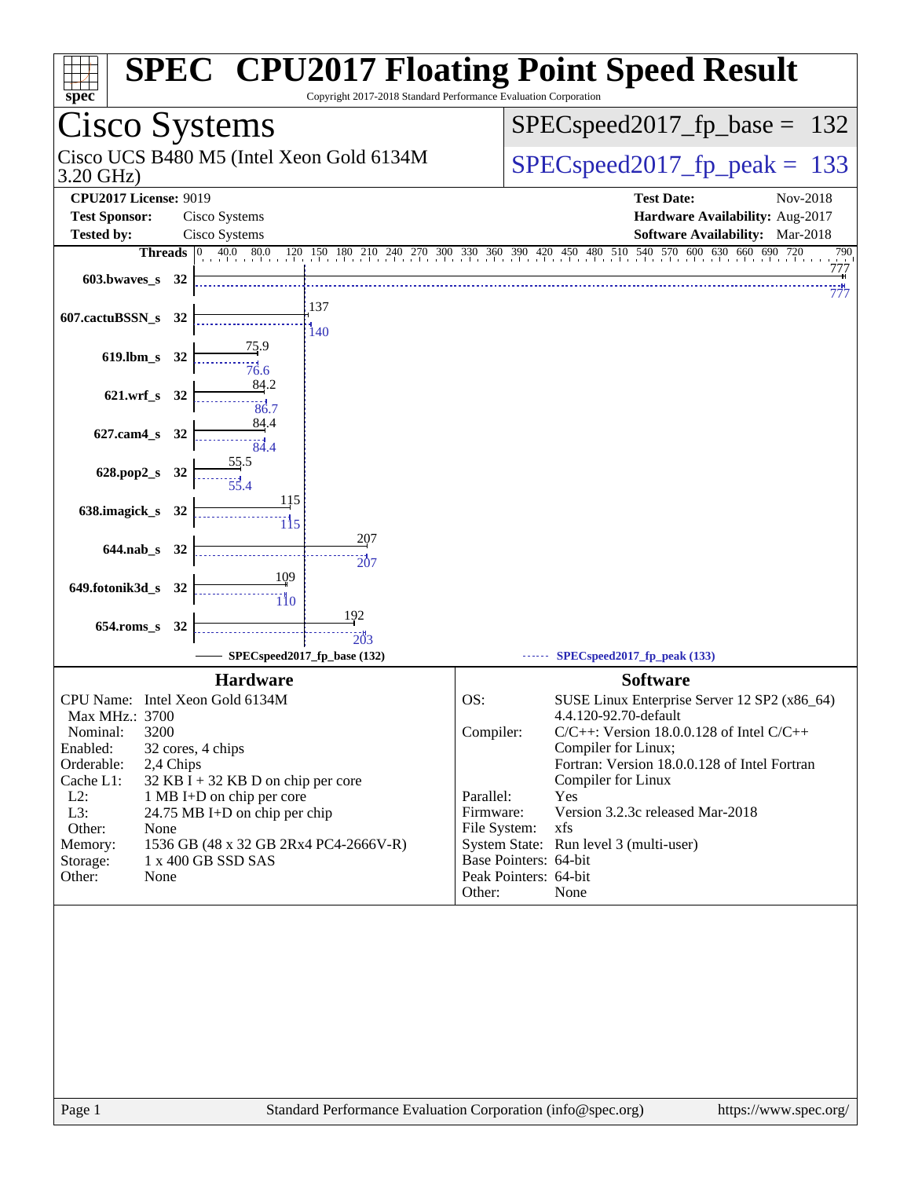# SPEC CPU2017 Floating Point Speed Result

Copyright 2017-2018 Standard Performance Evaluation Corporation

## Cisco Systems

Cisco UCS B480 M5 (Intel Xeon Gold 6134M 3.20 GHz)

SPECspeed2017_fp_base = 132

SPECspeed2017_fp_peak = 133

| | | | |
|---|---|---|---|
| **CPU2017 License:** | 9019 | **Test Date:** | Nov-2018 |
| **Test Sponsor:** | Cisco Systems | **Hardware Availability:** | Aug-2017 |
| **Tested by:** | Cisco Systems | **Software Availability:** | Mar-2018 |

| Benchmark | Threads | Base | Peak |
|---|---|---|---|
| 603.bwaves_s | 32 | 777 | 777 |
| 607.cactuBSSN_s | 32 | 137 | 140 |
| 619.lbm_s | 32 | 75.9 | 76.6 |
| 621.wrf_s | 32 | 84.2 | 86.7 |
| 627.cam4_s | 32 | 84.4 | 84.4 |
| 628.pop2_s | 32 | 55.5 | 55.4 |
| 638.imagick_s | 32 | 115 | 115 |
| 644.nab_s | 32 | 207 | 207 |
| 649.fotonik3d_s | 32 | 109 | 110 |
| 654.roms_s | 32 | 192 | 203 |

SPECspeed2017_fp_base (132) — SPECspeed2017_fp_peak (133)

## Hardware

| | |
|---|---|
| CPU Name: | Intel Xeon Gold 6134M |
| Max MHz.: | 3700 |
| Nominal: | 3200 |
| Enabled: | 32 cores, 4 chips |
| Orderable: | 2,4 Chips |
| Cache L1: | 32 KB I + 32 KB D on chip per core |
| L2: | 1 MB I+D on chip per core |
| L3: | 24.75 MB I+D on chip per chip |
| Other: | None |
| Memory: | 1536 GB (48 x 32 GB 2Rx4 PC4-2666V-R) |
| Storage: | 1 x 400 GB SSD SAS |
| Other: | None |

## Software

| | |
|---|---|
| OS: | SUSE Linux Enterprise Server 12 SP2 (x86_64) 4.4.120-92.70-default |
| Compiler: | C/C++: Version 18.0.0.128 of Intel C/C++ Compiler for Linux; Fortran: Version 18.0.0.128 of Intel Fortran Compiler for Linux |
| Parallel: | Yes |
| Firmware: | Version 3.2.3c released Mar-2018 |
| File System: | xfs |
| System State: | Run level 3 (multi-user) |
| Base Pointers: | 64-bit |
| Peak Pointers: | 64-bit |
| Other: | None |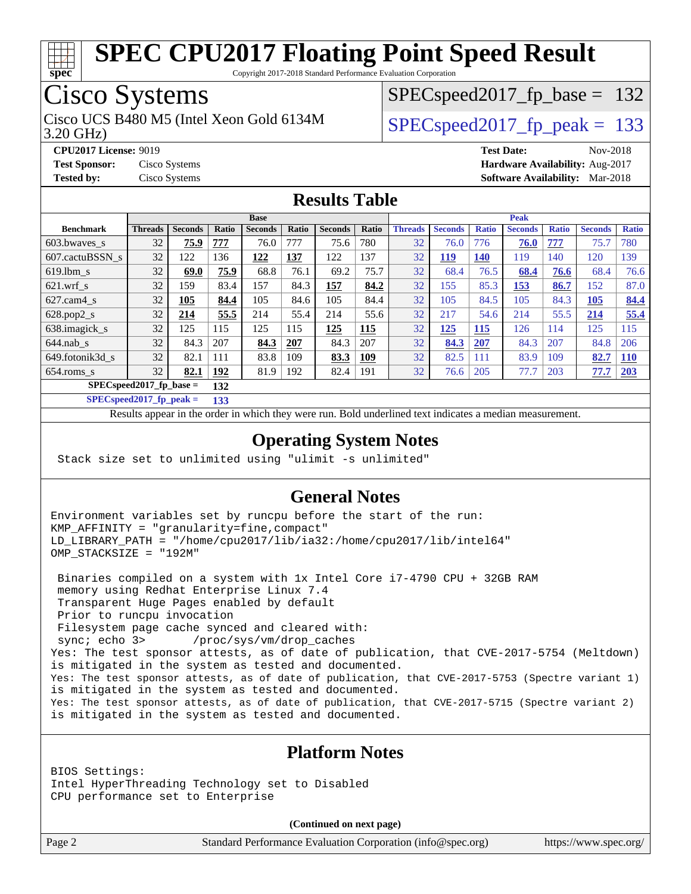# SPEC CPU2017 Floating Point Speed Result

Copyright 2017-2018 Standard Performance Evaluation Corporation

## Cisco Systems

Cisco UCS B480 M5 (Intel Xeon Gold 6134M 3.20 GHz)

SPECspeed2017_fp_base = 132

SPECspeed2017_fp_peak = 133

**CPU2017 License:** 9019
**Test Sponsor:** Cisco Systems
**Tested by:** Cisco Systems
**Test Date:** Nov-2018
**Hardware Availability:** Aug-2017
**Software Availability:** Mar-2018

## Results Table

| Benchmark | Base | | | | | | | Peak | | | | | | |
|---|---|---|---|---|---|---|---|---|---|---|---|---|---|---|
| | Threads | Seconds | Ratio | Seconds | Ratio | Seconds | Ratio | Threads | Seconds | Ratio | Seconds | Ratio | Seconds | Ratio |
| 603.bwaves_s | 32 | **75.9** | **777** | 76.0 | 777 | 75.6 | 780 | 32 | 76.0 | 776 | **76.0** | **777** | 75.7 | 780 |
| 607.cactuBSSN_s | 32 | 122 | 136 | **122** | **137** | 122 | 137 | 32 | **119** | **140** | 119 | 140 | 120 | 139 |
| 619.lbm_s | 32 | **69.0** | **75.9** | 68.8 | 76.1 | 69.2 | 75.7 | 32 | 68.4 | 76.5 | **68.4** | **76.6** | 68.4 | 76.6 |
| 621.wrf_s | 32 | 159 | 83.4 | 157 | 84.3 | **157** | **84.2** | 32 | 155 | 85.3 | **153** | **86.7** | 152 | 87.0 |
| 627.cam4_s | 32 | **105** | **84.4** | 105 | 84.6 | 105 | 84.4 | 32 | 105 | 84.5 | 105 | 84.3 | **105** | **84.4** |
| 628.pop2_s | 32 | **214** | **55.5** | 214 | 55.4 | 214 | 55.6 | 32 | 217 | 54.6 | 214 | 55.5 | **214** | **55.4** |
| 638.imagick_s | 32 | 125 | 115 | 125 | 115 | **125** | **115** | 32 | **125** | **115** | 126 | 114 | 125 | 115 |
| 644.nab_s | 32 | 84.3 | 207 | **84.3** | **207** | 84.3 | 207 | 32 | **84.3** | **207** | 84.3 | 207 | 84.8 | 206 |
| 649.fotonik3d_s | 32 | 82.1 | 111 | 83.8 | 109 | **83.3** | **109** | 32 | 82.5 | 111 | 83.9 | 109 | **82.7** | **110** |
| 654.roms_s | 32 | **82.1** | **192** | 81.9 | 192 | 82.4 | 191 | 32 | 76.6 | 205 | 77.7 | 203 | **77.7** | **203** |

**SPECspeed2017_fp_base = 132**

**SPECspeed2017_fp_peak = 133**

Results appear in the order in which they were run. Bold underlined text indicates a median measurement.

## Operating System Notes

```
Stack size set to unlimited using "ulimit -s unlimited"
```

## General Notes

```
Environment variables set by runcpu before the start of the run:
KMP_AFFINITY = "granularity=fine,compact"
LD_LIBRARY_PATH = "/home/cpu2017/lib/ia32:/home/cpu2017/lib/intel64"
OMP_STACKSIZE = "192M"

 Binaries compiled on a system with 1x Intel Core i7-4790 CPU + 32GB RAM
 memory using Redhat Enterprise Linux 7.4
 Transparent Huge Pages enabled by default
 Prior to runcpu invocation
 Filesystem page cache synced and cleared with:
 sync; echo 3>       /proc/sys/vm/drop_caches
Yes: The test sponsor attests, as of date of publication, that CVE-2017-5754 (Meltdown)
is mitigated in the system as tested and documented.
Yes: The test sponsor attests, as of date of publication, that CVE-2017-5753 (Spectre variant 1)
is mitigated in the system as tested and documented.
Yes: The test sponsor attests, as of date of publication, that CVE-2017-5715 (Spectre variant 2)
is mitigated in the system as tested and documented.
```

## Platform Notes

```
BIOS Settings:
Intel HyperThreading Technology set to Disabled
CPU performance set to Enterprise
```

**(Continued on next page)**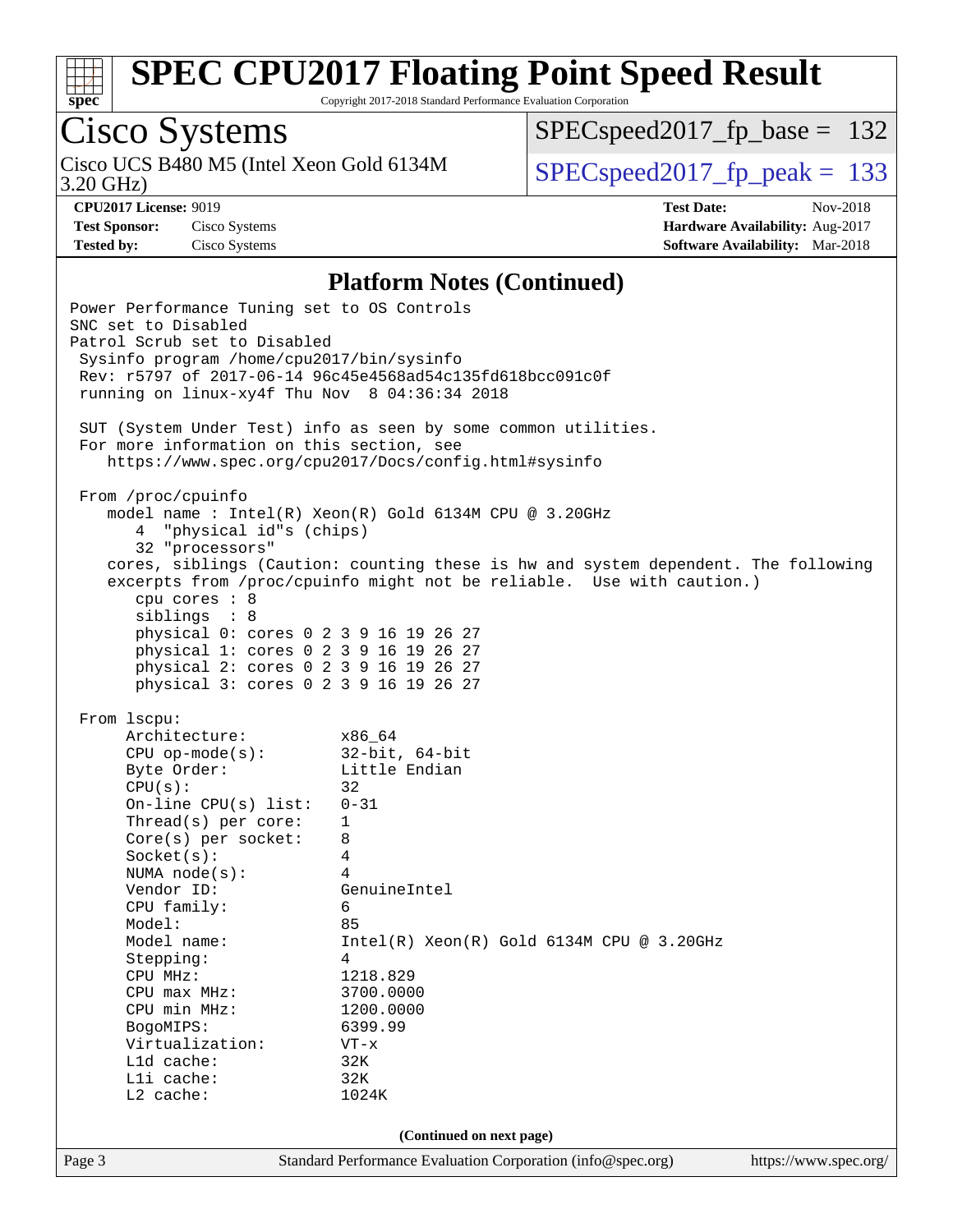## Platform Notes (Continued)

```
Power Performance Tuning set to OS Controls
SNC set to Disabled
Patrol Scrub set to Disabled
 Sysinfo program /home/cpu2017/bin/sysinfo
 Rev: r5797 of 2017-06-14 96c45e4568ad54c135fd618bcc091c0f
 running on linux-xy4f Thu Nov  8 04:36:34 2018

 SUT (System Under Test) info as seen by some common utilities.
 For more information on this section, see
    https://www.spec.org/cpu2017/Docs/config.html#sysinfo

 From /proc/cpuinfo
    model name : Intel(R) Xeon(R) Gold 6134M CPU @ 3.20GHz
       4  "physical id"s (chips)
       32 "processors"
    cores, siblings (Caution: counting these is hw and system dependent. The following
    excerpts from /proc/cpuinfo might not be reliable.  Use with caution.)
       cpu cores : 8
       siblings  : 8
       physical 0: cores 0 2 3 9 16 19 26 27
       physical 1: cores 0 2 3 9 16 19 26 27
       physical 2: cores 0 2 3 9 16 19 26 27
       physical 3: cores 0 2 3 9 16 19 26 27

 From lscpu:
      Architecture:          x86_64
      CPU op-mode(s):        32-bit, 64-bit
      Byte Order:            Little Endian
      CPU(s):                32
      On-line CPU(s) list:   0-31
      Thread(s) per core:    1
      Core(s) per socket:    8
      Socket(s):             4
      NUMA node(s):          4
      Vendor ID:             GenuineIntel
      CPU family:            6
      Model:                 85
      Model name:            Intel(R) Xeon(R) Gold 6134M CPU @ 3.20GHz
      Stepping:              4
      CPU MHz:               1218.829
      CPU max MHz:           3700.0000
      CPU min MHz:           1200.0000
      BogoMIPS:              6399.99
      Virtualization:        VT-x
      L1d cache:             32K
      L1i cache:             32K
      L2 cache:              1024K
```

(Continued on next page)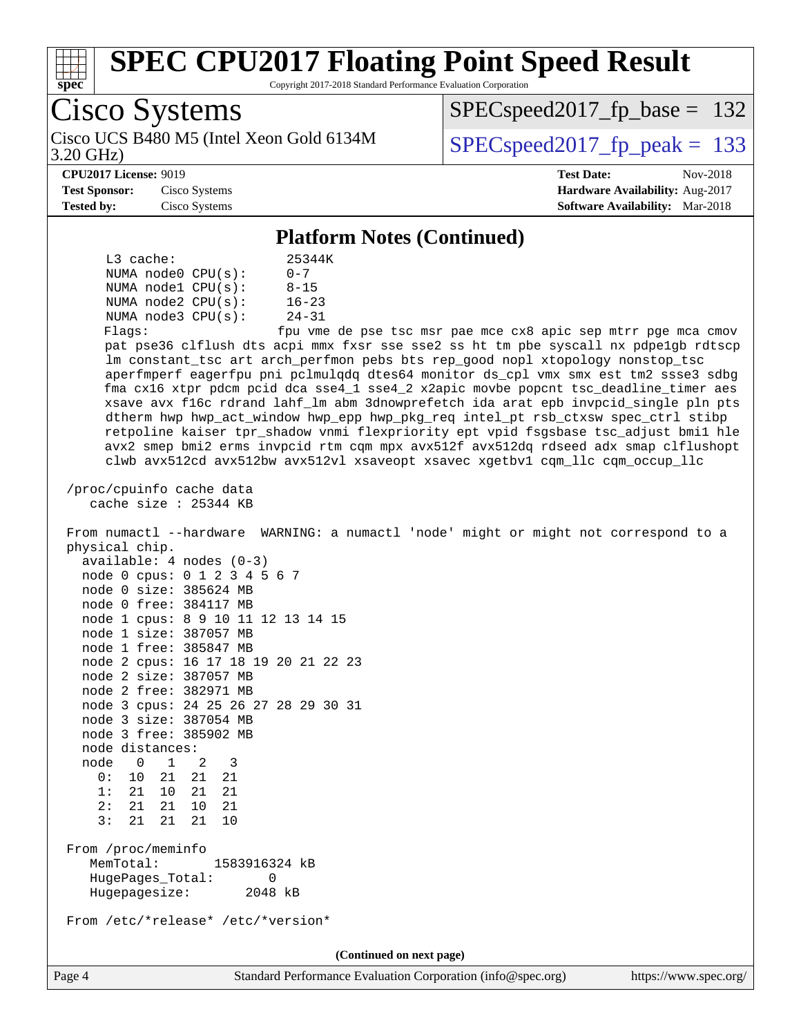## Platform Notes (Continued)

```
     L3 cache:              25344K
     NUMA node0 CPU(s):     0-7
     NUMA node1 CPU(s):     8-15
     NUMA node2 CPU(s):     16-23
     NUMA node3 CPU(s):     24-31
     Flags:                 fpu vme de pse tsc msr pae mce cx8 apic sep mtrr pge mca cmov
     pat pse36 clflush dts acpi mmx fxsr sse sse2 ss ht tm pbe syscall nx pdpe1gb rdtscp
     lm constant_tsc art arch_perfmon pebs bts rep_good nopl xtopology nonstop_tsc
     aperfmperf eagerfpu pni pclmulqdq dtes64 monitor ds_cpl vmx smx est tm2 ssse3 sdbg
     fma cx16 xtpr pdcm pcid dca sse4_1 sse4_2 x2apic movbe popcnt tsc_deadline_timer aes
     xsave avx f16c rdrand lahf_lm abm 3dnowprefetch ida arat epb invpcid_single pln pts
     dtherm hwp hwp_act_window hwp_epp hwp_pkg_req intel_pt rsb_ctxsw spec_ctrl stibp
     retpoline kaiser tpr_shadow vnmi flexpriority ept vpid fsgsbase tsc_adjust bmi1 hle
     avx2 smep bmi2 erms invpcid rtm cqm mpx avx512f avx512dq rdseed adx smap clflushopt
     clwb avx512cd avx512bw avx512vl xsaveopt xsavec xgetbv1 cqm_llc cqm_occup_llc

 /proc/cpuinfo cache data
    cache size : 25344 KB

 From numactl --hardware  WARNING: a numactl 'node' might or might not correspond to a
 physical chip.
   available: 4 nodes (0-3)
   node 0 cpus: 0 1 2 3 4 5 6 7
   node 0 size: 385624 MB
   node 0 free: 384117 MB
   node 1 cpus: 8 9 10 11 12 13 14 15
   node 1 size: 387057 MB
   node 1 free: 385847 MB
   node 2 cpus: 16 17 18 19 20 21 22 23
   node 2 size: 387057 MB
   node 2 free: 382971 MB
   node 3 cpus: 24 25 26 27 28 29 30 31
   node 3 size: 387054 MB
   node 3 free: 385902 MB
   node distances:
   node   0   1   2   3
     0:  10  21  21  21
     1:  21  10  21  21
     2:  21  21  10  21
     3:  21  21  21  10

 From /proc/meminfo
    MemTotal:       1583916324 kB
    HugePages_Total:       0
    Hugepagesize:       2048 kB

 From /etc/*release* /etc/*version*
```

(Continued on next page)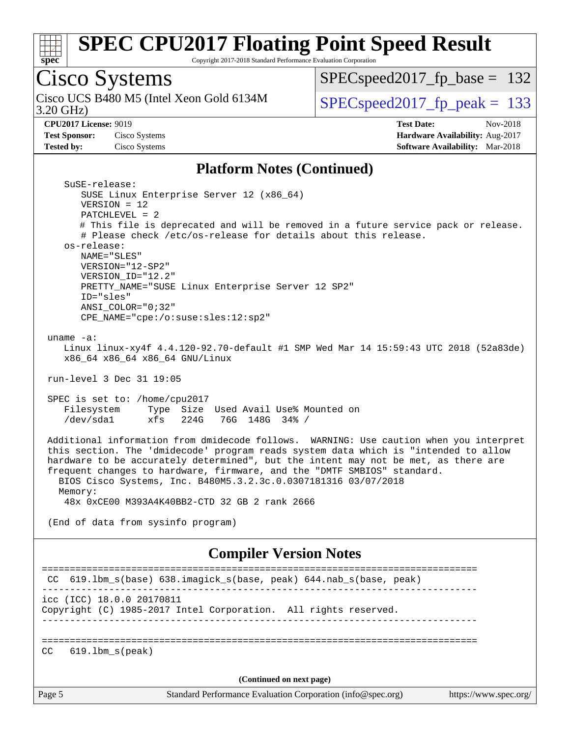# SPEC CPU2017 Floating Point Speed Result

Copyright 2017-2018 Standard Performance Evaluation Corporation

## Cisco Systems

Cisco UCS B480 M5 (Intel Xeon Gold 6134M 3.20 GHz)

SPECspeed2017_fp_base = 132

SPECspeed2017_fp_peak = 133

**CPU2017 License:** 9019
**Test Sponsor:** Cisco Systems
**Tested by:** Cisco Systems

**Test Date:** Nov-2018
**Hardware Availability:** Aug-2017
**Software Availability:** Mar-2018

### Platform Notes (Continued)

```
    SuSE-release:
       SUSE Linux Enterprise Server 12 (x86_64)
       VERSION = 12
       PATCHLEVEL = 2
       # This file is deprecated and will be removed in a future service pack or release.
       # Please check /etc/os-release for details about this release.
    os-release:
       NAME="SLES"
       VERSION="12-SP2"
       VERSION_ID="12.2"
       PRETTY_NAME="SUSE Linux Enterprise Server 12 SP2"
       ID="sles"
       ANSI_COLOR="0;32"
       CPE_NAME="cpe:/o:suse:sles:12:sp2"

 uname -a:
    Linux linux-xy4f 4.4.120-92.70-default #1 SMP Wed Mar 14 15:59:43 UTC 2018 (52a83de)
    x86_64 x86_64 x86_64 GNU/Linux

 run-level 3 Dec 31 19:05

 SPEC is set to: /home/cpu2017
    Filesystem     Type  Size  Used Avail Use% Mounted on
    /dev/sda1      xfs   224G   76G  148G  34% /

 Additional information from dmidecode follows.  WARNING: Use caution when you interpret
 this section. The 'dmidecode' program reads system data which is "intended to allow
 hardware to be accurately determined", but the intent may not be met, as there are
 frequent changes to hardware, firmware, and the "DMTF SMBIOS" standard.
   BIOS Cisco Systems, Inc. B480M5.3.2.3c.0.0307181316 03/07/2018
   Memory:
    48x 0xCE00 M393A4K40BB2-CTD 32 GB 2 rank 2666

 (End of data from sysinfo program)
```

### Compiler Version Notes

```
==============================================================================
 CC  619.lbm_s(base) 638.imagick_s(base, peak) 644.nab_s(base, peak)
------------------------------------------------------------------------------
icc (ICC) 18.0.0 20170811
Copyright (C) 1985-2017 Intel Corporation.  All rights reserved.
------------------------------------------------------------------------------

==============================================================================
CC   619.lbm_s(peak)
```

(Continued on next page)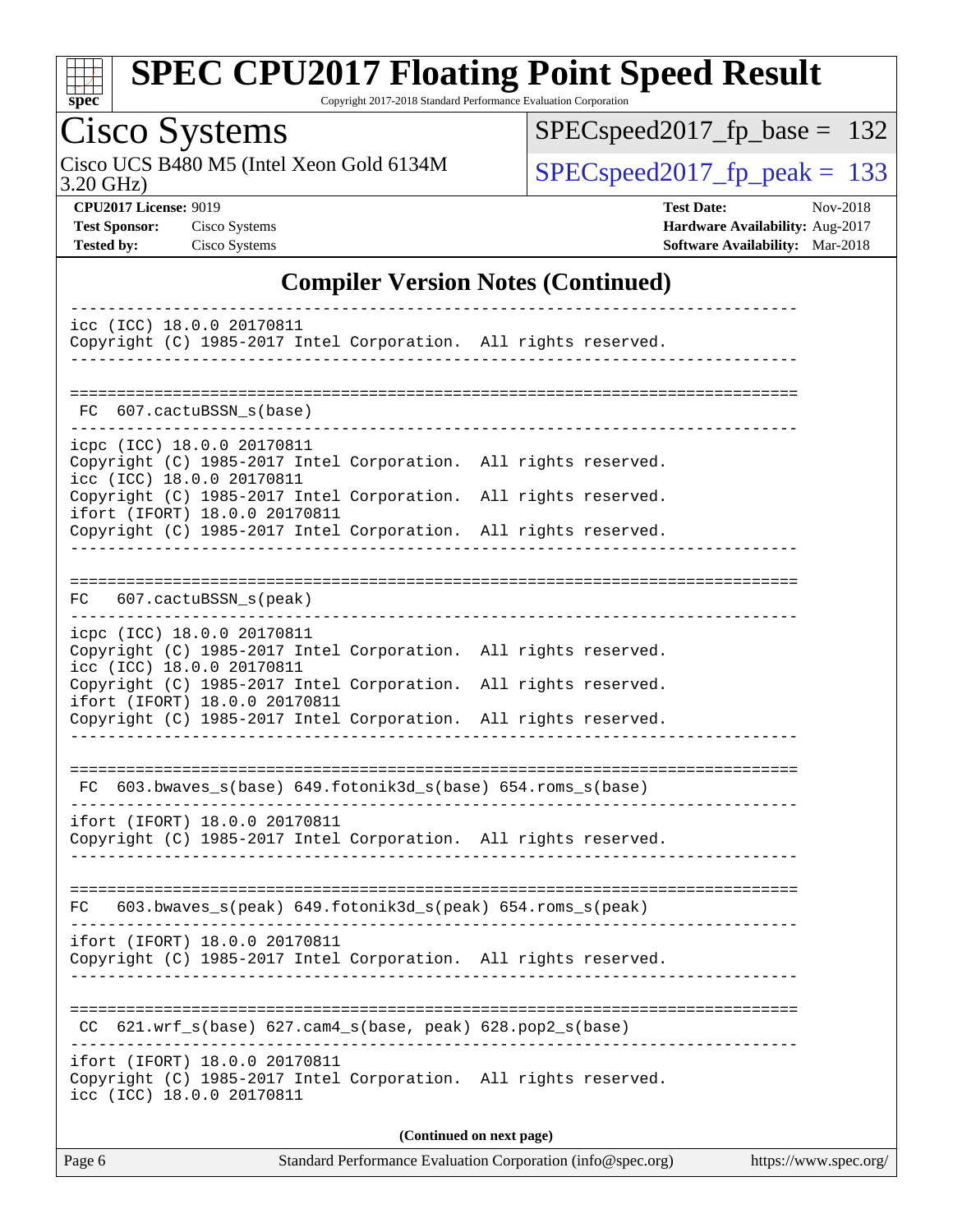## Compiler Version Notes (Continued)

```
------------------------------------------------------------------------------
icc (ICC) 18.0.0 20170811
Copyright (C) 1985-2017 Intel Corporation.  All rights reserved.
------------------------------------------------------------------------------

==============================================================================
 FC  607.cactuBSSN_s(base)
------------------------------------------------------------------------------
icpc (ICC) 18.0.0 20170811
Copyright (C) 1985-2017 Intel Corporation.  All rights reserved.
icc (ICC) 18.0.0 20170811
Copyright (C) 1985-2017 Intel Corporation.  All rights reserved.
ifort (IFORT) 18.0.0 20170811
Copyright (C) 1985-2017 Intel Corporation.  All rights reserved.
------------------------------------------------------------------------------

==============================================================================
 FC  607.cactuBSSN_s(peak)
------------------------------------------------------------------------------
icpc (ICC) 18.0.0 20170811
Copyright (C) 1985-2017 Intel Corporation.  All rights reserved.
icc (ICC) 18.0.0 20170811
Copyright (C) 1985-2017 Intel Corporation.  All rights reserved.
ifort (IFORT) 18.0.0 20170811
Copyright (C) 1985-2017 Intel Corporation.  All rights reserved.
------------------------------------------------------------------------------

==============================================================================
 FC  603.bwaves_s(base) 649.fotonik3d_s(base) 654.roms_s(base)
------------------------------------------------------------------------------
ifort (IFORT) 18.0.0 20170811
Copyright (C) 1985-2017 Intel Corporation.  All rights reserved.
------------------------------------------------------------------------------

==============================================================================
 FC  603.bwaves_s(peak) 649.fotonik3d_s(peak) 654.roms_s(peak)
------------------------------------------------------------------------------
ifort (IFORT) 18.0.0 20170811
Copyright (C) 1985-2017 Intel Corporation.  All rights reserved.
------------------------------------------------------------------------------

==============================================================================
 CC  621.wrf_s(base) 627.cam4_s(base, peak) 628.pop2_s(base)
------------------------------------------------------------------------------
ifort (IFORT) 18.0.0 20170811
Copyright (C) 1985-2017 Intel Corporation.  All rights reserved.
icc (ICC) 18.0.0 20170811
```

(Continued on next page)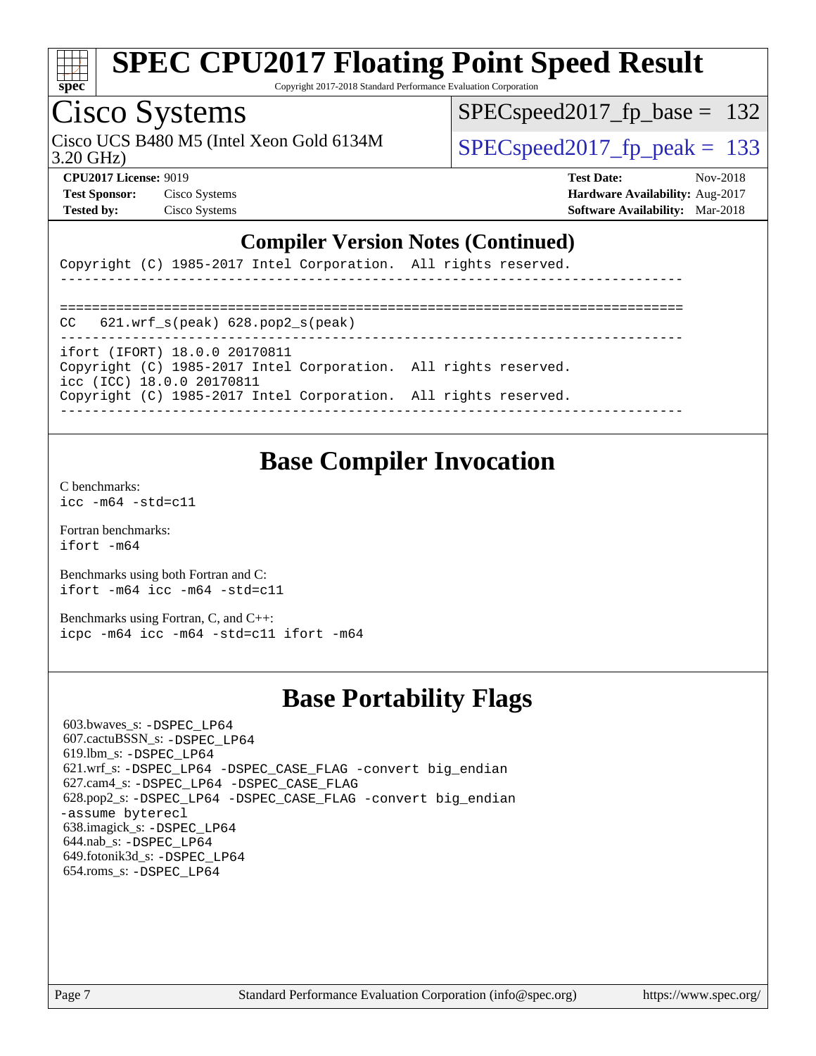## Compiler Version Notes (Continued)

```
Copyright (C) 1985-2017 Intel Corporation.  All rights reserved.
------------------------------------------------------------------------------

==============================================================================
CC   621.wrf_s(peak) 628.pop2_s(peak)
------------------------------------------------------------------------------
ifort (IFORT) 18.0.0 20170811
Copyright (C) 1985-2017 Intel Corporation.  All rights reserved.
icc (ICC) 18.0.0 20170811
Copyright (C) 1985-2017 Intel Corporation.  All rights reserved.
------------------------------------------------------------------------------
```

## Base Compiler Invocation

C benchmarks:
`icc -m64 -std=c11`

Fortran benchmarks:
`ifort -m64`

Benchmarks using both Fortran and C:
`ifort -m64 icc -m64 -std=c11`

Benchmarks using Fortran, C, and C++:
`icpc -m64 icc -m64 -std=c11 ifort -m64`

## Base Portability Flags

603.bwaves_s: `-DSPEC_LP64`
607.cactuBSSN_s: `-DSPEC_LP64`
619.lbm_s: `-DSPEC_LP64`
621.wrf_s: `-DSPEC_LP64 -DSPEC_CASE_FLAG -convert big_endian`
627.cam4_s: `-DSPEC_LP64 -DSPEC_CASE_FLAG`
628.pop2_s: `-DSPEC_LP64 -DSPEC_CASE_FLAG -convert big_endian -assume byterecl`
638.imagick_s: `-DSPEC_LP64`
644.nab_s: `-DSPEC_LP64`
649.fotonik3d_s: `-DSPEC_LP64`
654.roms_s: `-DSPEC_LP64`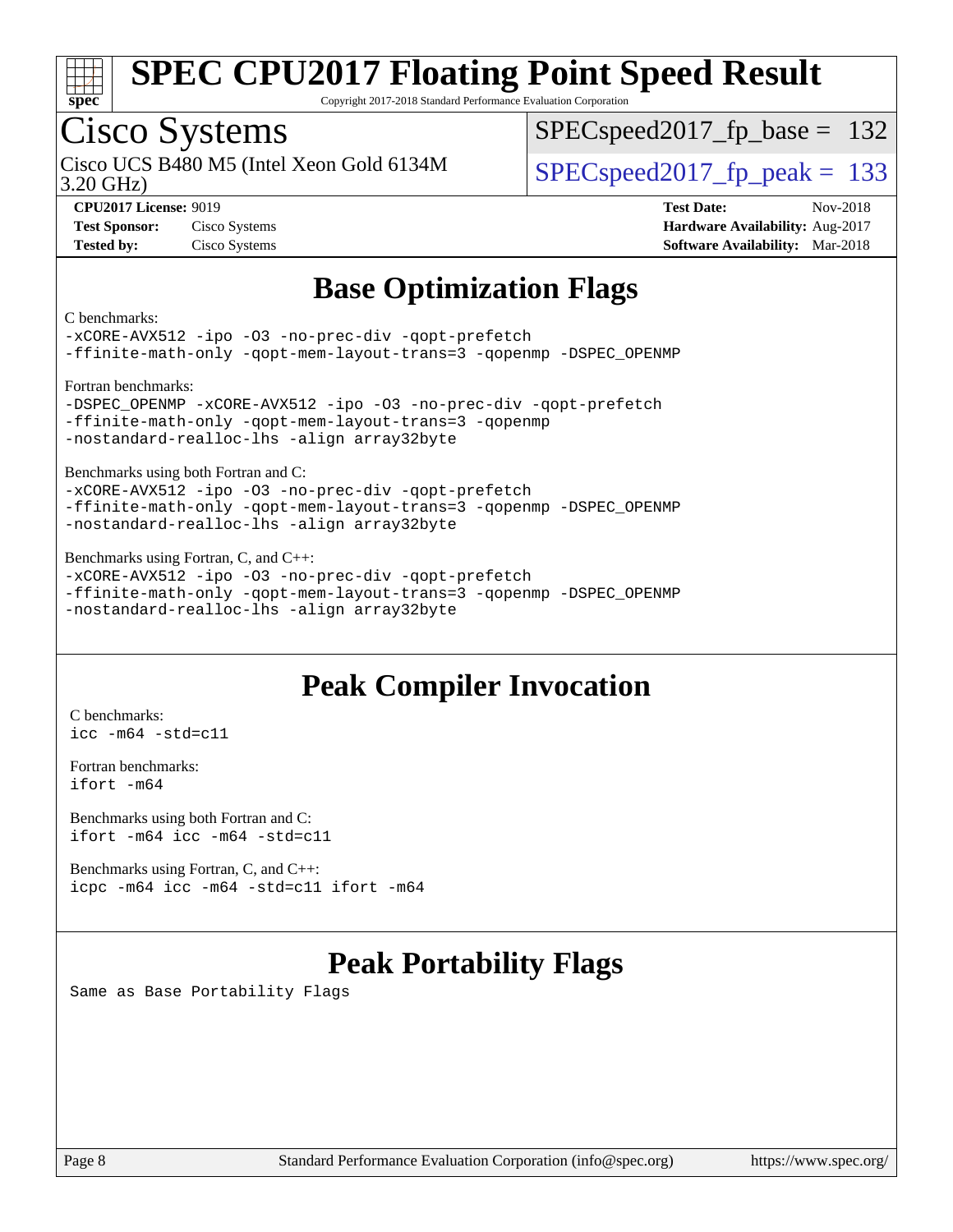# Base Optimization Flags

C benchmarks:

```
-xCORE-AVX512 -ipo -O3 -no-prec-div -qopt-prefetch
-ffinite-math-only -qopt-mem-layout-trans=3 -qopenmp -DSPEC_OPENMP
```

Fortran benchmarks:

```
-DSPEC_OPENMP -xCORE-AVX512 -ipo -O3 -no-prec-div -qopt-prefetch
-ffinite-math-only -qopt-mem-layout-trans=3 -qopenmp
-nostandard-realloc-lhs -align array32byte
```

Benchmarks using both Fortran and C:

```
-xCORE-AVX512 -ipo -O3 -no-prec-div -qopt-prefetch
-ffinite-math-only -qopt-mem-layout-trans=3 -qopenmp -DSPEC_OPENMP
-nostandard-realloc-lhs -align array32byte
```

Benchmarks using Fortran, C, and C++:

```
-xCORE-AVX512 -ipo -O3 -no-prec-div -qopt-prefetch
-ffinite-math-only -qopt-mem-layout-trans=3 -qopenmp -DSPEC_OPENMP
-nostandard-realloc-lhs -align array32byte
```

# Peak Compiler Invocation

C benchmarks:

```
icc -m64 -std=c11
```

Fortran benchmarks:

```
ifort -m64
```

Benchmarks using both Fortran and C:

```
ifort -m64 icc -m64 -std=c11
```

Benchmarks using Fortran, C, and C++:

```
icpc -m64 icc -m64 -std=c11 ifort -m64
```

# Peak Portability Flags

Same as Base Portability Flags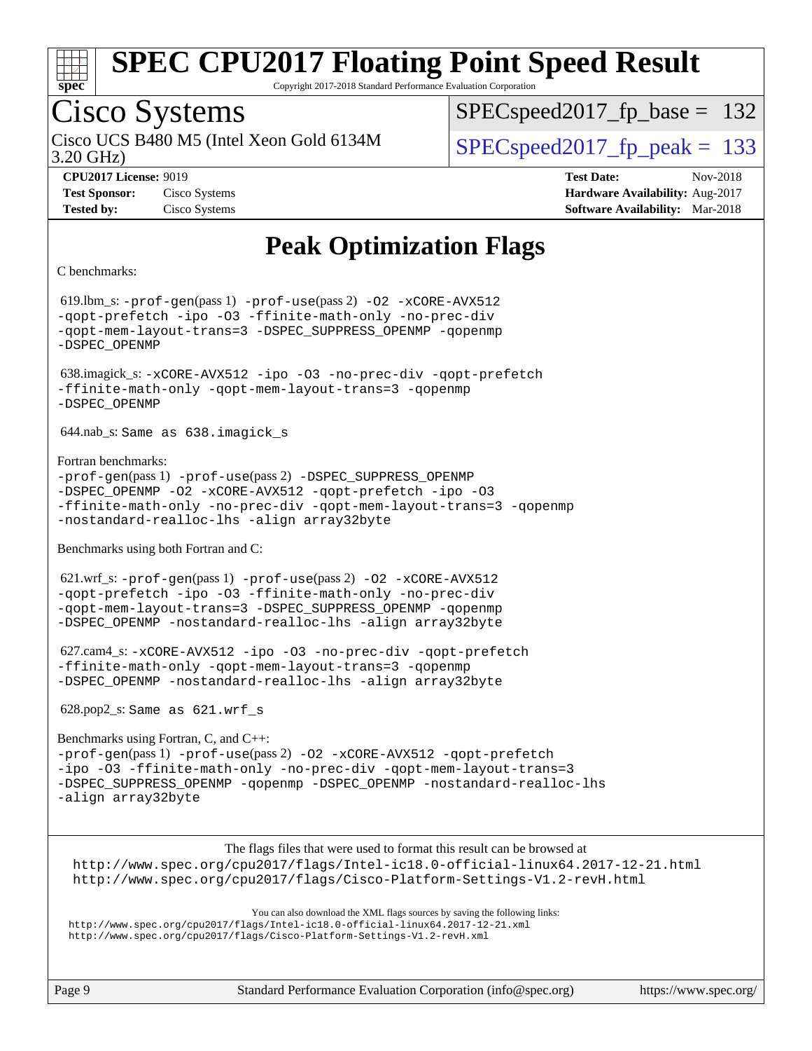# SPEC CPU2017 Floating Point Speed Result

Copyright 2017-2018 Standard Performance Evaluation Corporation

## Cisco Systems

Cisco UCS B480 M5 (Intel Xeon Gold 6134M 3.20 GHz)

SPECspeed2017_fp_base = 132

SPECspeed2017_fp_peak = 133

**CPU2017 License:** 9019
**Test Sponsor:** Cisco Systems
**Tested by:** Cisco Systems

**Test Date:** Nov-2018
**Hardware Availability:** Aug-2017
**Software Availability:** Mar-2018

## Peak Optimization Flags

C benchmarks:

619.lbm_s: -prof-gen(pass 1) -prof-use(pass 2) -O2 -xCORE-AVX512 -qopt-prefetch -ipo -O3 -ffinite-math-only -no-prec-div -qopt-mem-layout-trans=3 -DSPEC_SUPPRESS_OPENMP -qopenmp -DSPEC_OPENMP

638.imagick_s: -xCORE-AVX512 -ipo -O3 -no-prec-div -qopt-prefetch -ffinite-math-only -qopt-mem-layout-trans=3 -qopenmp -DSPEC_OPENMP

644.nab_s: Same as 638.imagick_s

Fortran benchmarks:

-prof-gen(pass 1) -prof-use(pass 2) -DSPEC_SUPPRESS_OPENMP -DSPEC_OPENMP -O2 -xCORE-AVX512 -qopt-prefetch -ipo -O3 -ffinite-math-only -no-prec-div -qopt-mem-layout-trans=3 -qopenmp -nostandard-realloc-lhs -align array32byte

Benchmarks using both Fortran and C:

621.wrf_s: -prof-gen(pass 1) -prof-use(pass 2) -O2 -xCORE-AVX512 -qopt-prefetch -ipo -O3 -ffinite-math-only -no-prec-div -qopt-mem-layout-trans=3 -DSPEC_SUPPRESS_OPENMP -qopenmp -DSPEC_OPENMP -nostandard-realloc-lhs -align array32byte

627.cam4_s: -xCORE-AVX512 -ipo -O3 -no-prec-div -qopt-prefetch -ffinite-math-only -qopt-mem-layout-trans=3 -qopenmp -DSPEC_OPENMP -nostandard-realloc-lhs -align array32byte

628.pop2_s: Same as 621.wrf_s

Benchmarks using Fortran, C, and C++:

-prof-gen(pass 1) -prof-use(pass 2) -O2 -xCORE-AVX512 -qopt-prefetch -ipo -O3 -ffinite-math-only -no-prec-div -qopt-mem-layout-trans=3 -DSPEC_SUPPRESS_OPENMP -qopenmp -DSPEC_OPENMP -nostandard-realloc-lhs -align array32byte

The flags files that were used to format this result can be browsed at
http://www.spec.org/cpu2017/flags/Intel-ic18.0-official-linux64.2017-12-21.html
http://www.spec.org/cpu2017/flags/Cisco-Platform-Settings-V1.2-revH.html

You can also download the XML flags sources by saving the following links:
http://www.spec.org/cpu2017/flags/Intel-ic18.0-official-linux64.2017-12-21.xml
http://www.spec.org/cpu2017/flags/Cisco-Platform-Settings-V1.2-revH.xml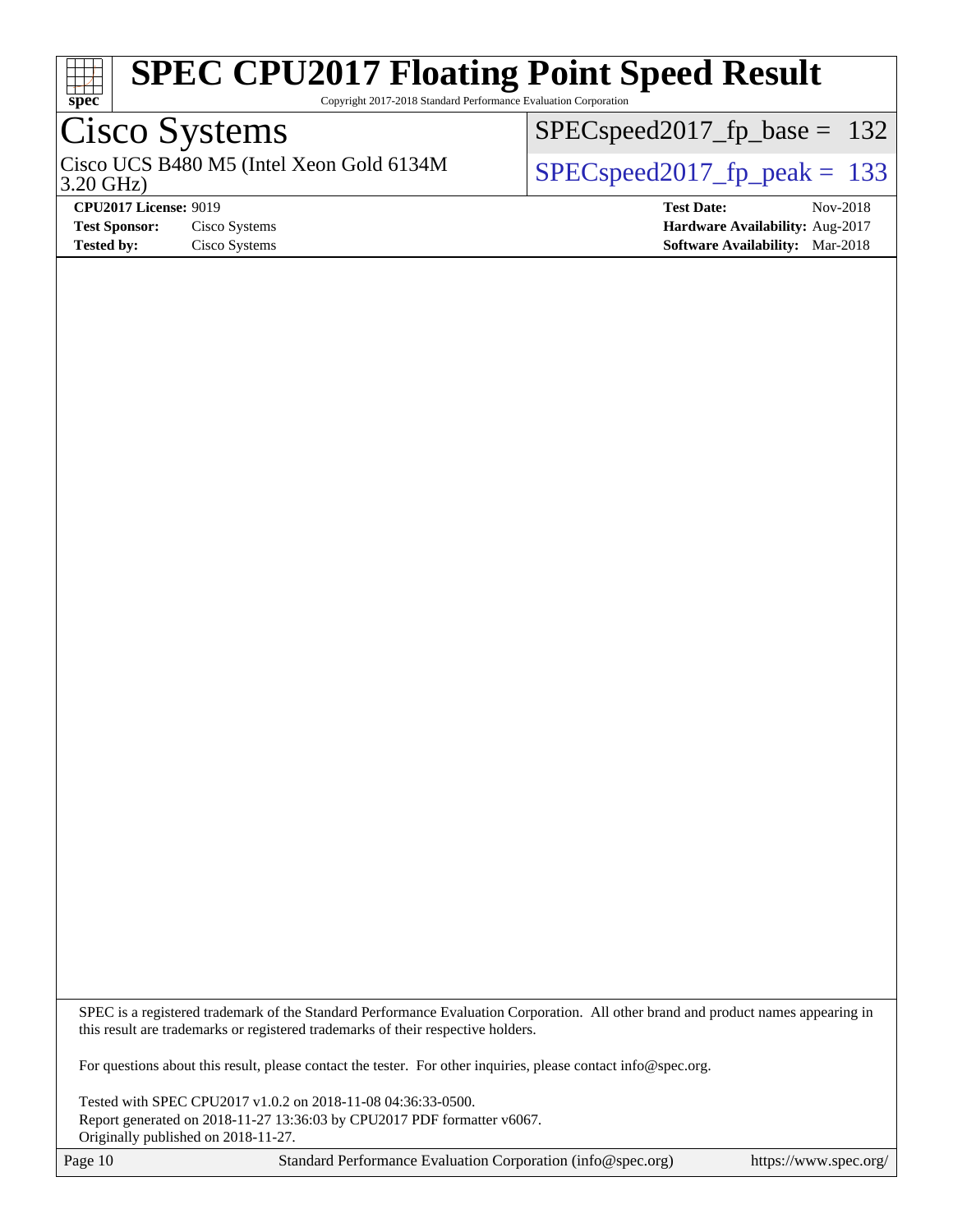SPEC is a registered trademark of the Standard Performance Evaluation Corporation. All other brand and product names appearing in this result are trademarks or registered trademarks of their respective holders.

For questions about this result, please contact the tester. For other inquiries, please contact info@spec.org.

Tested with SPEC CPU2017 v1.0.2 on 2018-11-08 04:36:33-0500.
Report generated on 2018-11-27 13:36:03 by CPU2017 PDF formatter v6067.
Originally published on 2018-11-27.